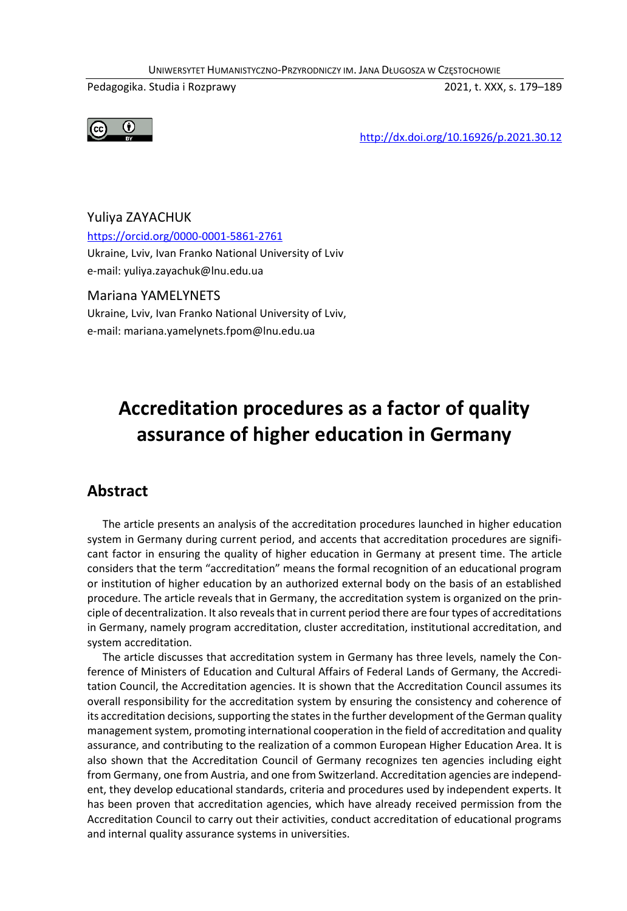http://dx.doi.org/10.16926/p.2021.30.12

Yuliya ZAYACHUK
https://orcid.org/0000-0001-5861-2761
Ukraine, Lviv, Ivan Franko National University of Lviv
e-mail: yuliya.zayachuk@lnu.edu.ua

Mariana YAMELYNETS
Ukraine, Lviv, Ivan Franko National University of Lviv,
e-mail: mariana.yamelynets.fpom@lnu.edu.ua

# Accreditation procedures as a factor of quality assurance of higher education in Germany

## Abstract

The article presents an analysis of the accreditation procedures launched in higher education system in Germany during current period, and accents that accreditation procedures are significant factor in ensuring the quality of higher education in Germany at present time. The article considers that the term "accreditation" means the formal recognition of an educational program or institution of higher education by an authorized external body on the basis of an established procedure. The article reveals that in Germany, the accreditation system is organized on the principle of decentralization. It also reveals that in current period there are four types of accreditations in Germany, namely program accreditation, cluster accreditation, institutional accreditation, and system accreditation.

The article discusses that accreditation system in Germany has three levels, namely the Conference of Ministers of Education and Cultural Affairs of Federal Lands of Germany, the Accreditation Council, the Accreditation agencies. It is shown that the Accreditation Council assumes its overall responsibility for the accreditation system by ensuring the consistency and coherence of its accreditation decisions, supporting the states in the further development of the German quality management system, promoting international cooperation in the field of accreditation and quality assurance, and contributing to the realization of a common European Higher Education Area. It is also shown that the Accreditation Council of Germany recognizes ten agencies including eight from Germany, one from Austria, and one from Switzerland. Accreditation agencies are independent, they develop educational standards, criteria and procedures used by independent experts. It has been proven that accreditation agencies, which have already received permission from the Accreditation Council to carry out their activities, conduct accreditation of educational programs and internal quality assurance systems in universities.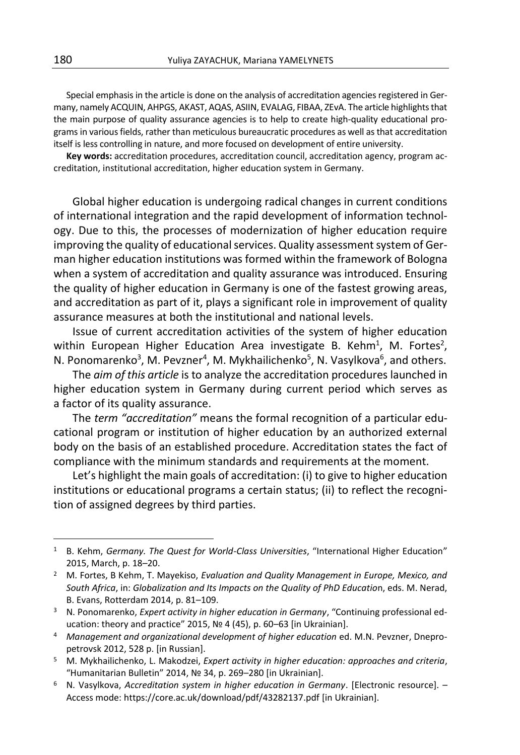Special emphasis in the article is done on the analysis of accreditation agencies registered in Germany, namely ACQUIN, AHPGS, AKAST, AQAS, ASIIN, EVALAG, FIBAA, ZEvA. The article highlights that the main purpose of quality assurance agencies is to help to create high-quality educational programs in various fields, rather than meticulous bureaucratic procedures as well as that accreditation itself is less controlling in nature, and more focused on development of entire university.

**Key words:** accreditation procedures, accreditation council, accreditation agency, program accreditation, institutional accreditation, higher education system in Germany.

Global higher education is undergoing radical changes in current conditions of international integration and the rapid development of information technology. Due to this, the processes of modernization of higher education require improving the quality of educational services. Quality assessment system of German higher education institutions was formed within the framework of Bologna when a system of accreditation and quality assurance was introduced. Ensuring the quality of higher education in Germany is one of the fastest growing areas, and accreditation as part of it, plays a significant role in improvement of quality assurance measures at both the institutional and national levels.

Issue of current accreditation activities of the system of higher education within European Higher Education Area investigate B. Kehm[1], M. Fortes[2], N. Ponomarenko[3], M. Pevzner[4], M. Mykhailichenko[5], N. Vasylkova[6], and others.

The *aim of this article* is to analyze the accreditation procedures launched in higher education system in Germany during current period which serves as a factor of its quality assurance.

The *term "accreditation"* means the formal recognition of a particular educational program or institution of higher education by an authorized external body on the basis of an established procedure. Accreditation states the fact of compliance with the minimum standards and requirements at the moment.

Let's highlight the main goals of accreditation: (i) to give to higher education institutions or educational programs a certain status; (ii) to reflect the recognition of assigned degrees by third parties.

---

[1] B. Kehm, *Germany. The Quest for World-Class Universities*, "International Higher Education" 2015, March, p. 18–20.

[2] M. Fortes, B Kehm, T. Mayekiso, *Evaluation and Quality Management in Europe, Mexico, and South Africa*, in: *Globalization and Its Impacts on the Quality of PhD Education*, eds. M. Nerad, B. Evans, Rotterdam 2014, p. 81–109.

[3] N. Ponomarenko, *Expert activity in higher education in Germany*, "Continuing professional education: theory and practice" 2015, № 4 (45), p. 60–63 [in Ukrainian].

[4] *Management and organizational development of higher education* ed. M.N. Pevzner, Dnepropetrovsk 2012, 528 p. [in Russian].

[5] M. Mykhailichenko, L. Makodzei, *Expert activity in higher education: approaches and criteria*, "Humanitarian Bulletin" 2014, № 34, p. 269–280 [in Ukrainian].

[6] N. Vasylkova, *Accreditation system in higher education in Germany*. [Electronic resource]. – Access mode: https://core.ac.uk/download/pdf/43282137.pdf [in Ukrainian].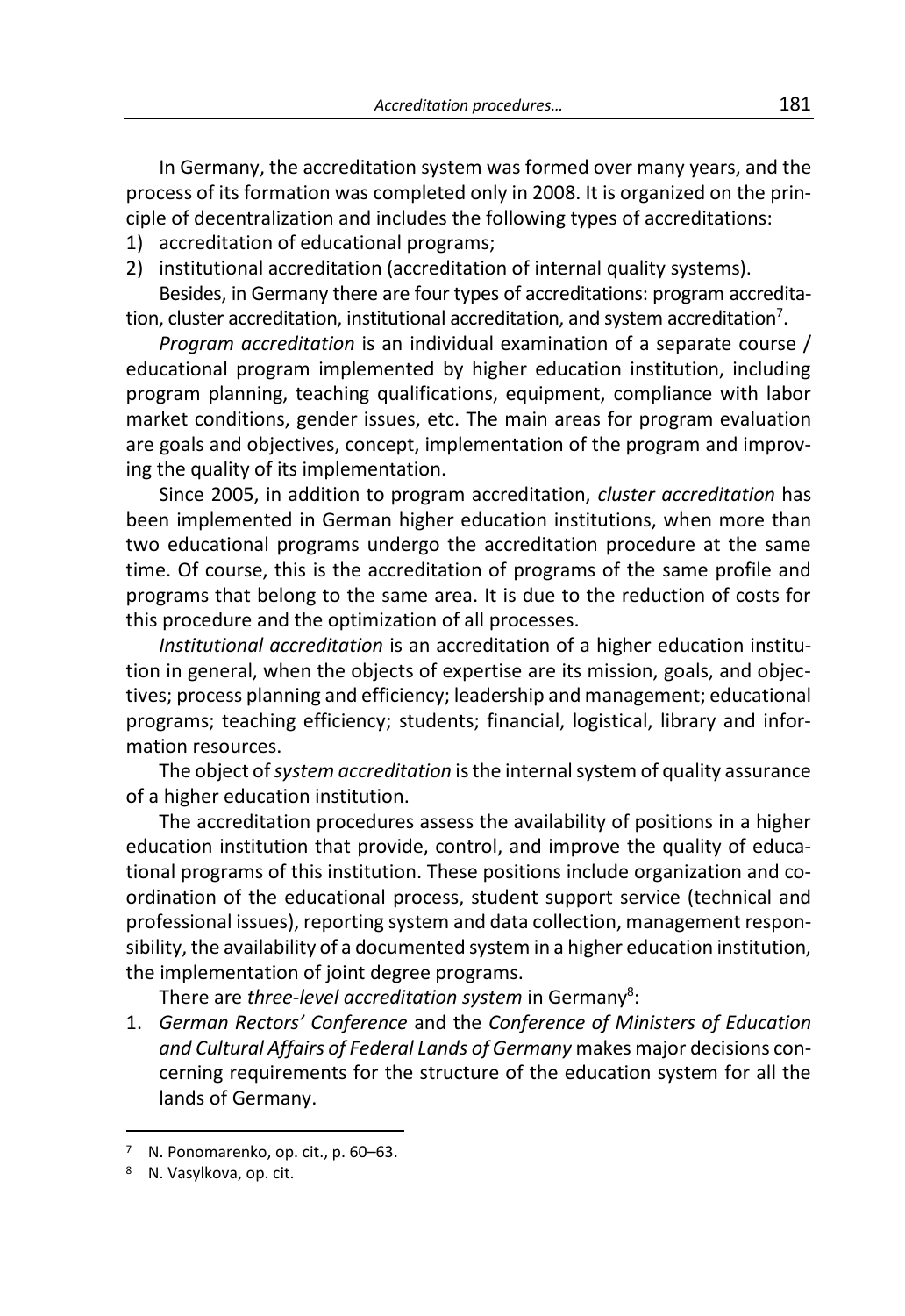In Germany, the accreditation system was formed over many years, and the process of its formation was completed only in 2008. It is organized on the principle of decentralization and includes the following types of accreditations:

1) accreditation of educational programs;
2) institutional accreditation (accreditation of internal quality systems).

Besides, in Germany there are four types of accreditations: program accreditation, cluster accreditation, institutional accreditation, and system accreditation[7].

*Program accreditation* is an individual examination of a separate course / educational program implemented by higher education institution, including program planning, teaching qualifications, equipment, compliance with labor market conditions, gender issues, etc. The main areas for program evaluation are goals and objectives, concept, implementation of the program and improving the quality of its implementation.

Since 2005, in addition to program accreditation, *cluster accreditation* has been implemented in German higher education institutions, when more than two educational programs undergo the accreditation procedure at the same time. Of course, this is the accreditation of programs of the same profile and programs that belong to the same area. It is due to the reduction of costs for this procedure and the optimization of all processes.

*Institutional accreditation* is an accreditation of a higher education institution in general, when the objects of expertise are its mission, goals, and objectives; process planning and efficiency; leadership and management; educational programs; teaching efficiency; students; financial, logistical, library and information resources.

The object of *system accreditation* is the internal system of quality assurance of a higher education institution.

The accreditation procedures assess the availability of positions in a higher education institution that provide, control, and improve the quality of educational programs of this institution. These positions include organization and coordination of the educational process, student support service (technical and professional issues), reporting system and data collection, management responsibility, the availability of a documented system in a higher education institution, the implementation of joint degree programs.

There are *three-level accreditation system* in Germany[8]:

1. *German Rectors' Conference* and the *Conference of Ministers of Education and Cultural Affairs of Federal Lands of Germany* makes major decisions concerning requirements for the structure of the education system for all the lands of Germany.

---

[7] N. Ponomarenko, op. cit., p. 60–63.

[8] N. Vasylkova, op. cit.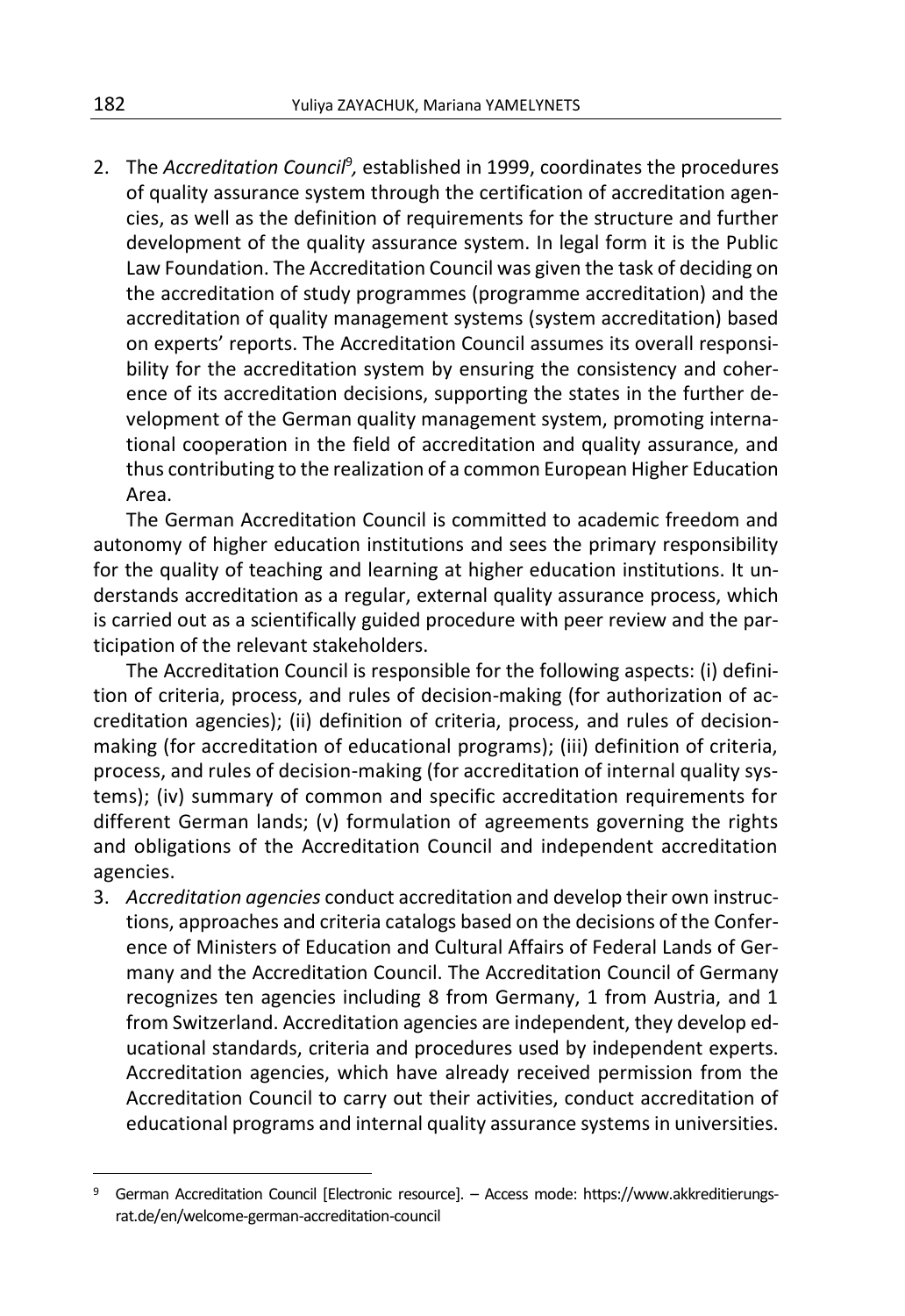2. The *Accreditation Council*[9], established in 1999, coordinates the procedures of quality assurance system through the certification of accreditation agencies, as well as the definition of requirements for the structure and further development of the quality assurance system. In legal form it is the Public Law Foundation. The Accreditation Council was given the task of deciding on the accreditation of study programmes (programme accreditation) and the accreditation of quality management systems (system accreditation) based on experts' reports. The Accreditation Council assumes its overall responsibility for the accreditation system by ensuring the consistency and coherence of its accreditation decisions, supporting the states in the further development of the German quality management system, promoting international cooperation in the field of accreditation and quality assurance, and thus contributing to the realization of a common European Higher Education Area.

   The German Accreditation Council is committed to academic freedom and autonomy of higher education institutions and sees the primary responsibility for the quality of teaching and learning at higher education institutions. It understands accreditation as a regular, external quality assurance process, which is carried out as a scientifically guided procedure with peer review and the participation of the relevant stakeholders.

   The Accreditation Council is responsible for the following aspects: (i) definition of criteria, process, and rules of decision-making (for authorization of accreditation agencies); (ii) definition of criteria, process, and rules of decision-making (for accreditation of educational programs); (iii) definition of criteria, process, and rules of decision-making (for accreditation of internal quality systems); (iv) summary of common and specific accreditation requirements for different German lands; (v) formulation of agreements governing the rights and obligations of the Accreditation Council and independent accreditation agencies.

3. *Accreditation agencies* conduct accreditation and develop their own instructions, approaches and criteria catalogs based on the decisions of the Conference of Ministers of Education and Cultural Affairs of Federal Lands of Germany and the Accreditation Council. The Accreditation Council of Germany recognizes ten agencies including 8 from Germany, 1 from Austria, and 1 from Switzerland. Accreditation agencies are independent, they develop educational standards, criteria and procedures used by independent experts. Accreditation agencies, which have already received permission from the Accreditation Council to carry out their activities, conduct accreditation of educational programs and internal quality assurance systems in universities.

---

[9] German Accreditation Council [Electronic resource]. – Access mode: https://www.akkreditierungsrat.de/en/welcome-german-accreditation-council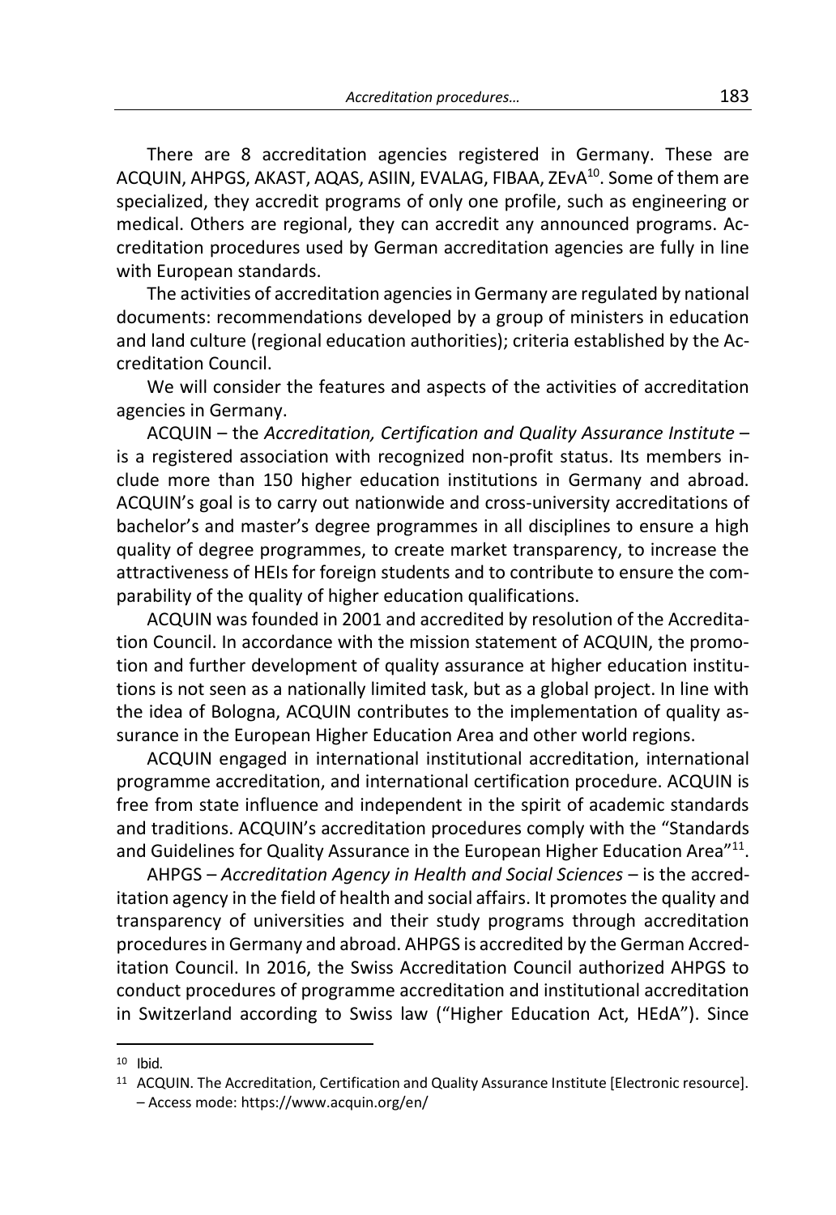There are 8 accreditation agencies registered in Germany. These are ACQUIN, AHPGS, AKAST, AQAS, ASIIN, EVALAG, FIBAA, ZEvA[10]. Some of them are specialized, they accredit programs of only one profile, such as engineering or medical. Others are regional, they can accredit any announced programs. Accreditation procedures used by German accreditation agencies are fully in line with European standards.

The activities of accreditation agencies in Germany are regulated by national documents: recommendations developed by a group of ministers in education and land culture (regional education authorities); criteria established by the Accreditation Council.

We will consider the features and aspects of the activities of accreditation agencies in Germany.

ACQUIN – the *Accreditation, Certification and Quality Assurance Institute* – is a registered association with recognized non-profit status. Its members include more than 150 higher education institutions in Germany and abroad. ACQUIN's goal is to carry out nationwide and cross-university accreditations of bachelor's and master's degree programmes in all disciplines to ensure a high quality of degree programmes, to create market transparency, to increase the attractiveness of HEIs for foreign students and to contribute to ensure the comparability of the quality of higher education qualifications.

ACQUIN was founded in 2001 and accredited by resolution of the Accreditation Council. In accordance with the mission statement of ACQUIN, the promotion and further development of quality assurance at higher education institutions is not seen as a nationally limited task, but as a global project. In line with the idea of Bologna, ACQUIN contributes to the implementation of quality assurance in the European Higher Education Area and other world regions.

ACQUIN engaged in international institutional accreditation, international programme accreditation, and international certification procedure. ACQUIN is free from state influence and independent in the spirit of academic standards and traditions. ACQUIN's accreditation procedures comply with the "Standards and Guidelines for Quality Assurance in the European Higher Education Area"[11].

AHPGS – *Accreditation Agency in Health and Social Sciences* – is the accreditation agency in the field of health and social affairs. It promotes the quality and transparency of universities and their study programs through accreditation procedures in Germany and abroad. AHPGS is accredited by the German Accreditation Council. In 2016, the Swiss Accreditation Council authorized AHPGS to conduct procedures of programme accreditation and institutional accreditation in Switzerland according to Swiss law ("Higher Education Act, HEdA"). Since

---

[10] Ibid.

[11] ACQUIN. The Accreditation, Certification and Quality Assurance Institute [Electronic resource]. – Access mode: https://www.acquin.org/en/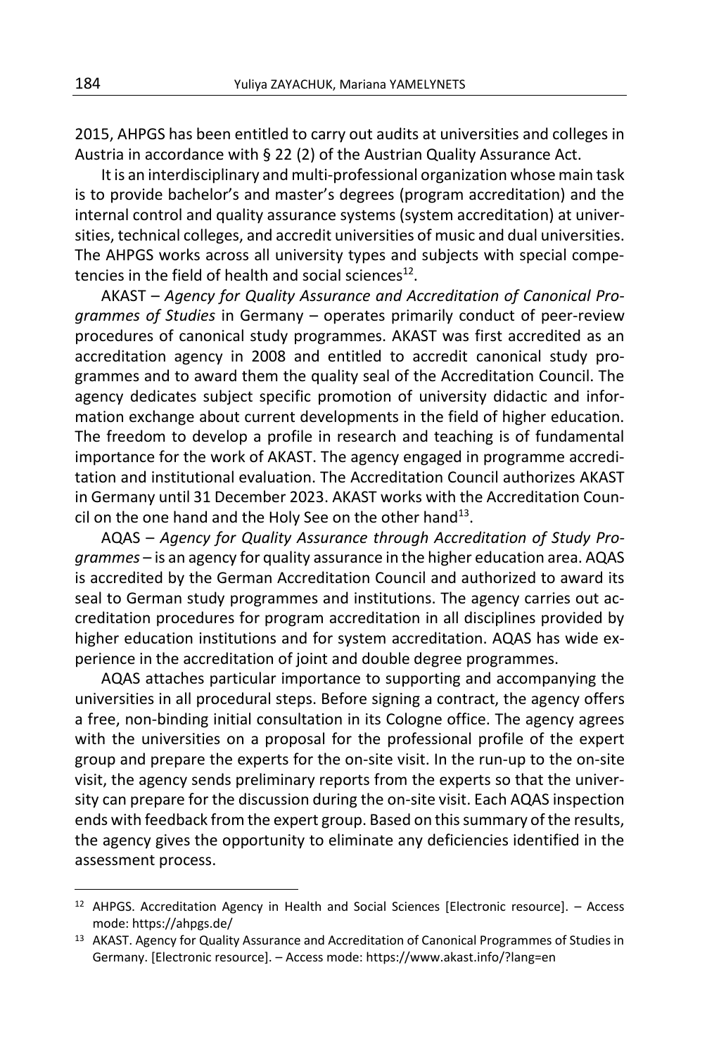2015, AHPGS has been entitled to carry out audits at universities and colleges in Austria in accordance with § 22 (2) of the Austrian Quality Assurance Act.

It is an interdisciplinary and multi-professional organization whose main task is to provide bachelor's and master's degrees (program accreditation) and the internal control and quality assurance systems (system accreditation) at universities, technical colleges, and accredit universities of music and dual universities. The AHPGS works across all university types and subjects with special competencies in the field of health and social sciences[12].

AKAST – *Agency for Quality Assurance and Accreditation of Canonical Programmes of Studies* in Germany – operates primarily conduct of peer-review procedures of canonical study programmes. AKAST was first accredited as an accreditation agency in 2008 and entitled to accredit canonical study programmes and to award them the quality seal of the Accreditation Council. The agency dedicates subject specific promotion of university didactic and information exchange about current developments in the field of higher education. The freedom to develop a profile in research and teaching is of fundamental importance for the work of AKAST. The agency engaged in programme accreditation and institutional evaluation. The Accreditation Council authorizes AKAST in Germany until 31 December 2023. AKAST works with the Accreditation Council on the one hand and the Holy See on the other hand[13].

AQAS – *Agency for Quality Assurance through Accreditation of Study Programmes* – is an agency for quality assurance in the higher education area. AQAS is accredited by the German Accreditation Council and authorized to award its seal to German study programmes and institutions. The agency carries out accreditation procedures for program accreditation in all disciplines provided by higher education institutions and for system accreditation. AQAS has wide experience in the accreditation of joint and double degree programmes.

AQAS attaches particular importance to supporting and accompanying the universities in all procedural steps. Before signing a contract, the agency offers a free, non-binding initial consultation in its Cologne office. The agency agrees with the universities on a proposal for the professional profile of the expert group and prepare the experts for the on-site visit. In the run-up to the on-site visit, the agency sends preliminary reports from the experts so that the university can prepare for the discussion during the on-site visit. Each AQAS inspection ends with feedback from the expert group. Based on this summary of the results, the agency gives the opportunity to eliminate any deficiencies identified in the assessment process.

---

[12] AHPGS. Accreditation Agency in Health and Social Sciences [Electronic resource]. – Access mode: https://ahpgs.de/

[13] AKAST. Agency for Quality Assurance and Accreditation of Canonical Programmes of Studies in Germany. [Electronic resource]. – Access mode: https://www.akast.info/?lang=en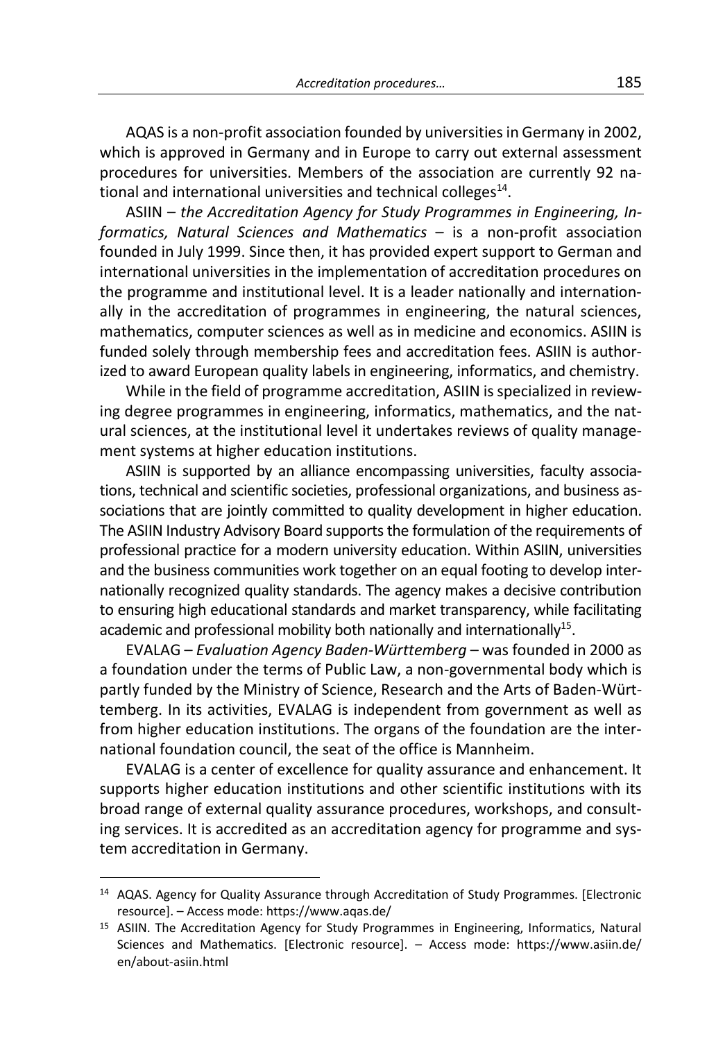AQAS is a non-profit association founded by universities in Germany in 2002, which is approved in Germany and in Europe to carry out external assessment procedures for universities. Members of the association are currently 92 national and international universities and technical colleges[14].

ASIIN – *the Accreditation Agency for Study Programmes in Engineering, Informatics, Natural Sciences and Mathematics* – is a non-profit association founded in July 1999. Since then, it has provided expert support to German and international universities in the implementation of accreditation procedures on the programme and institutional level. It is a leader nationally and internationally in the accreditation of programmes in engineering, the natural sciences, mathematics, computer sciences as well as in medicine and economics. ASIIN is funded solely through membership fees and accreditation fees. ASIIN is authorized to award European quality labels in engineering, informatics, and chemistry.

While in the field of programme accreditation, ASIIN is specialized in reviewing degree programmes in engineering, informatics, mathematics, and the natural sciences, at the institutional level it undertakes reviews of quality management systems at higher education institutions.

ASIIN is supported by an alliance encompassing universities, faculty associations, technical and scientific societies, professional organizations, and business associations that are jointly committed to quality development in higher education. The ASIIN Industry Advisory Board supports the formulation of the requirements of professional practice for a modern university education. Within ASIIN, universities and the business communities work together on an equal footing to develop internationally recognized quality standards. The agency makes a decisive contribution to ensuring high educational standards and market transparency, while facilitating academic and professional mobility both nationally and internationally[15].

EVALAG – *Evaluation Agency Baden-Württemberg* – was founded in 2000 as a foundation under the terms of Public Law, a non-governmental body which is partly funded by the Ministry of Science, Research and the Arts of Baden-Württemberg. In its activities, EVALAG is independent from government as well as from higher education institutions. The organs of the foundation are the international foundation council, the seat of the office is Mannheim.

EVALAG is a center of excellence for quality assurance and enhancement. It supports higher education institutions and other scientific institutions with its broad range of external quality assurance procedures, workshops, and consulting services. It is accredited as an accreditation agency for programme and system accreditation in Germany.

---

[14] AQAS. Agency for Quality Assurance through Accreditation of Study Programmes. [Electronic resource]. – Access mode: https://www.aqas.de/

[15] ASIIN. The Accreditation Agency for Study Programmes in Engineering, Informatics, Natural Sciences and Mathematics. [Electronic resource]. – Access mode: https://www.asiin.de/en/about-asiin.html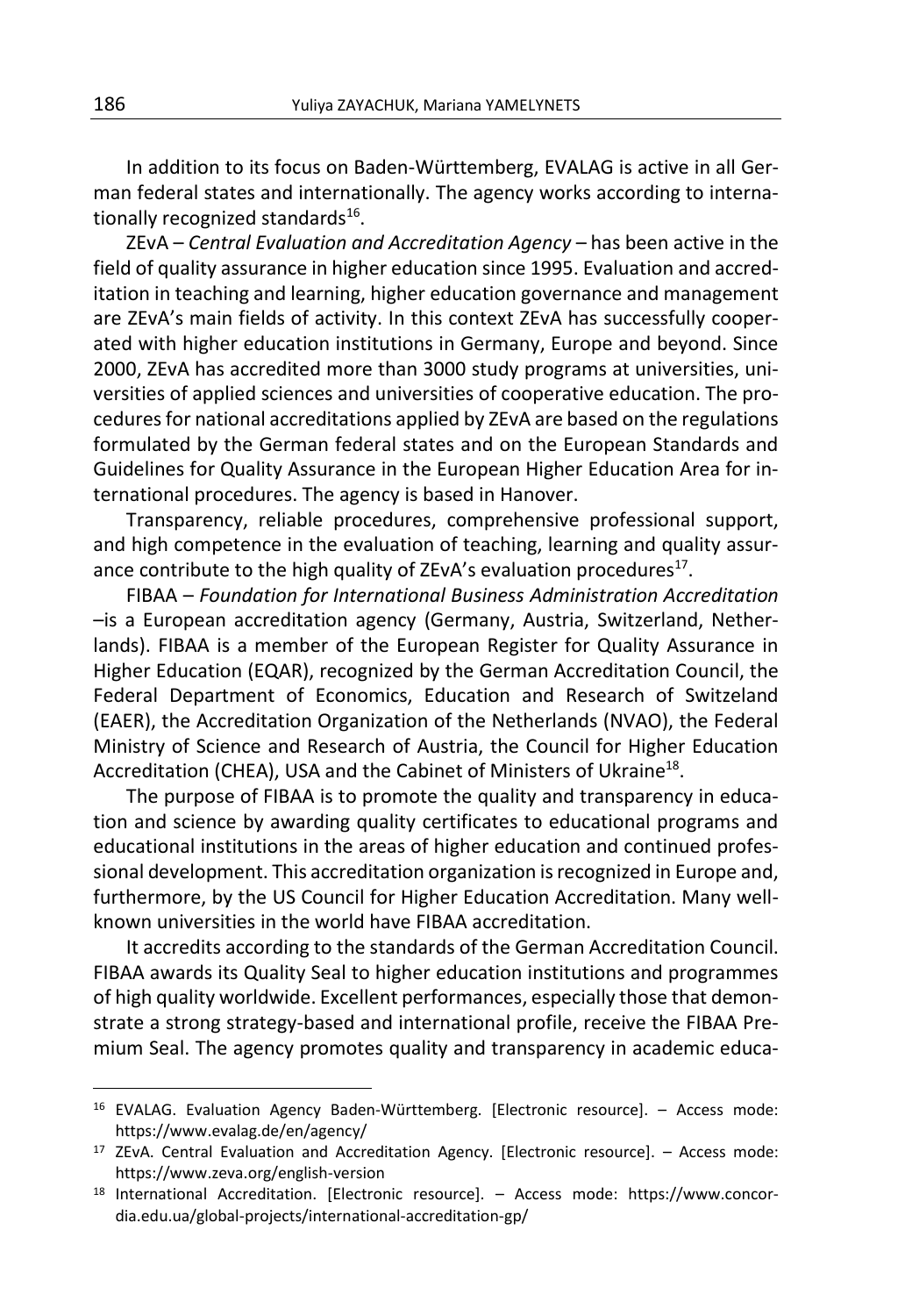In addition to its focus on Baden-Württemberg, EVALAG is active in all German federal states and internationally. The agency works according to internationally recognized standards[16].

ZEvA – *Central Evaluation and Accreditation Agency* – has been active in the field of quality assurance in higher education since 1995. Evaluation and accreditation in teaching and learning, higher education governance and management are ZEvA's main fields of activity. In this context ZEvA has successfully cooperated with higher education institutions in Germany, Europe and beyond. Since 2000, ZEvA has accredited more than 3000 study programs at universities, universities of applied sciences and universities of cooperative education. The procedures for national accreditations applied by ZEvA are based on the regulations formulated by the German federal states and on the European Standards and Guidelines for Quality Assurance in the European Higher Education Area for international procedures. The agency is based in Hanover.

Transparency, reliable procedures, comprehensive professional support, and high competence in the evaluation of teaching, learning and quality assurance contribute to the high quality of ZEvA's evaluation procedures[17].

FIBAA – *Foundation for International Business Administration Accreditation* –is a European accreditation agency (Germany, Austria, Switzerland, Netherlands). FIBAA is a member of the European Register for Quality Assurance in Higher Education (EQAR), recognized by the German Accreditation Council, the Federal Department of Economics, Education and Research of Switzeland (EAER), the Accreditation Organization of the Netherlands (NVAO), the Federal Ministry of Science and Research of Austria, the Council for Higher Education Accreditation (CHEA), USA and the Cabinet of Ministers of Ukraine[18].

The purpose of FIBAA is to promote the quality and transparency in education and science by awarding quality certificates to educational programs and educational institutions in the areas of higher education and continued professional development. This accreditation organization is recognized in Europe and, furthermore, by the US Council for Higher Education Accreditation. Many well-known universities in the world have FIBAA accreditation.

It accredits according to the standards of the German Accreditation Council. FIBAA awards its Quality Seal to higher education institutions and programmes of high quality worldwide. Excellent performances, especially those that demonstrate a strong strategy-based and international profile, receive the FIBAA Premium Seal. The agency promotes quality and transparency in academic educa-

---

[16] EVALAG. Evaluation Agency Baden-Württemberg. [Electronic resource]. – Access mode: https://www.evalag.de/en/agency/

[17] ZEvA. Central Evaluation and Accreditation Agency. [Electronic resource]. – Access mode: https://www.zeva.org/english-version

[18] International Accreditation. [Electronic resource]. – Access mode: https://www.concordia.edu.ua/global-projects/international-accreditation-gp/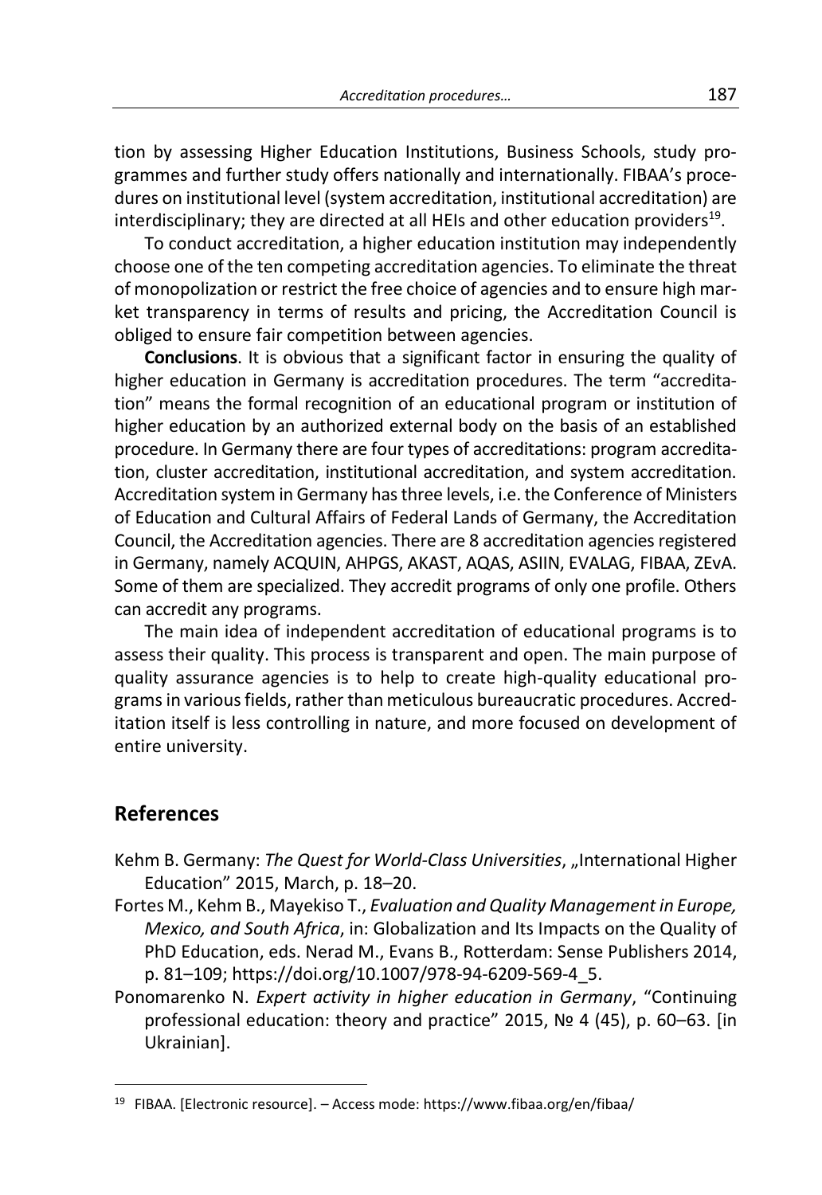tion by assessing Higher Education Institutions, Business Schools, study programmes and further study offers nationally and internationally. FIBAA's procedures on institutional level (system accreditation, institutional accreditation) are interdisciplinary; they are directed at all HEIs and other education providers[19].

To conduct accreditation, a higher education institution may independently choose one of the ten competing accreditation agencies. To eliminate the threat of monopolization or restrict the free choice of agencies and to ensure high market transparency in terms of results and pricing, the Accreditation Council is obliged to ensure fair competition between agencies.

**Conclusions**. It is obvious that a significant factor in ensuring the quality of higher education in Germany is accreditation procedures. The term "accreditation" means the formal recognition of an educational program or institution of higher education by an authorized external body on the basis of an established procedure. In Germany there are four types of accreditations: program accreditation, cluster accreditation, institutional accreditation, and system accreditation. Accreditation system in Germany has three levels, i.e. the Conference of Ministers of Education and Cultural Affairs of Federal Lands of Germany, the Accreditation Council, the Accreditation agencies. There are 8 accreditation agencies registered in Germany, namely ACQUIN, AHPGS, AKAST, AQAS, ASIIN, EVALAG, FIBAA, ZEvA. Some of them are specialized. They accredit programs of only one profile. Others can accredit any programs.

The main idea of independent accreditation of educational programs is to assess their quality. This process is transparent and open. The main purpose of quality assurance agencies is to help to create high-quality educational programs in various fields, rather than meticulous bureaucratic procedures. Accreditation itself is less controlling in nature, and more focused on development of entire university.

## References

Kehm B. Germany: *The Quest for World-Class Universities*, „International Higher Education" 2015, March, p. 18–20.

Fortes M., Kehm B., Mayekiso T., *Evaluation and Quality Management in Europe, Mexico, and South Africa*, in: Globalization and Its Impacts on the Quality of PhD Education, eds. Nerad M., Evans B., Rotterdam: Sense Publishers 2014, p. 81–109; https://doi.org/10.1007/978-94-6209-569-4_5.

Ponomarenko N. *Expert activity in higher education in Germany*, "Continuing professional education: theory and practice" 2015, № 4 (45), p. 60–63. [in Ukrainian].

---

[19] FIBAA. [Electronic resource]. – Access mode: https://www.fibaa.org/en/fibaa/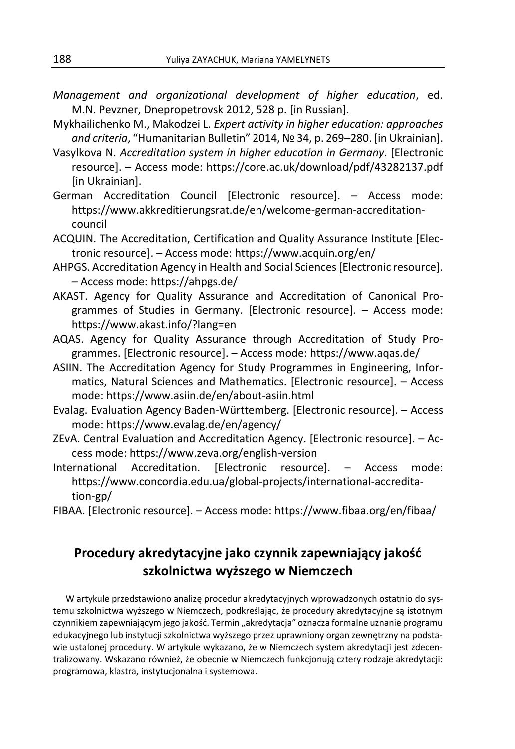*Management and organizational development of higher education*, ed. M.N. Pevzner, Dnepropetrovsk 2012, 528 p. [in Russian].

Mykhailichenko M., Makodzei L. *Expert activity in higher education: approaches and criteria*, "Humanitarian Bulletin" 2014, № 34, p. 269–280. [in Ukrainian].

Vasylkova N. *Accreditation system in higher education in Germany*. [Electronic resource]. – Access mode: https://core.ac.uk/download/pdf/43282137.pdf [in Ukrainian].

German Accreditation Council [Electronic resource]. – Access mode: https://www.akkreditierungsrat.de/en/welcome-german-accreditation-council

ACQUIN. The Accreditation, Certification and Quality Assurance Institute [Electronic resource]. – Access mode: https://www.acquin.org/en/

AHPGS. Accreditation Agency in Health and Social Sciences [Electronic resource]. – Access mode: https://ahpgs.de/

AKAST. Agency for Quality Assurance and Accreditation of Canonical Programmes of Studies in Germany. [Electronic resource]. – Access mode: https://www.akast.info/?lang=en

AQAS. Agency for Quality Assurance through Accreditation of Study Programmes. [Electronic resource]. – Access mode: https://www.aqas.de/

ASIIN. The Accreditation Agency for Study Programmes in Engineering, Informatics, Natural Sciences and Mathematics. [Electronic resource]. – Access mode: https://www.asiin.de/en/about-asiin.html

Evalag. Evaluation Agency Baden-Württemberg. [Electronic resource]. – Access mode: https://www.evalag.de/en/agency/

ZEvA. Central Evaluation and Accreditation Agency. [Electronic resource]. – Access mode: https://www.zeva.org/english-version

International Accreditation. [Electronic resource]. – Access mode: https://www.concordia.edu.ua/global-projects/international-accreditation-gp/

FIBAA. [Electronic resource]. – Access mode: https://www.fibaa.org/en/fibaa/

## Procedury akredytacyjne jako czynnik zapewniający jakość szkolnictwa wyższego w Niemczech

W artykule przedstawiono analizę procedur akredytacyjnych wprowadzonych ostatnio do systemu szkolnictwa wyższego w Niemczech, podkreślając, że procedury akredytacyjne są istotnym czynnikiem zapewniającym jego jakość. Termin „akredytacja" oznacza formalne uznanie programu edukacyjnego lub instytucji szkolnictwa wyższego przez uprawniony organ zewnętrzny na podstawie ustalonej procedury. W artykule wykazano, że w Niemczech system akredytacji jest zdecentralizowany. Wskazano również, że obecnie w Niemczech funkcjonują cztery rodzaje akredytacji: programowa, klastra, instytucjonalna i systemowa.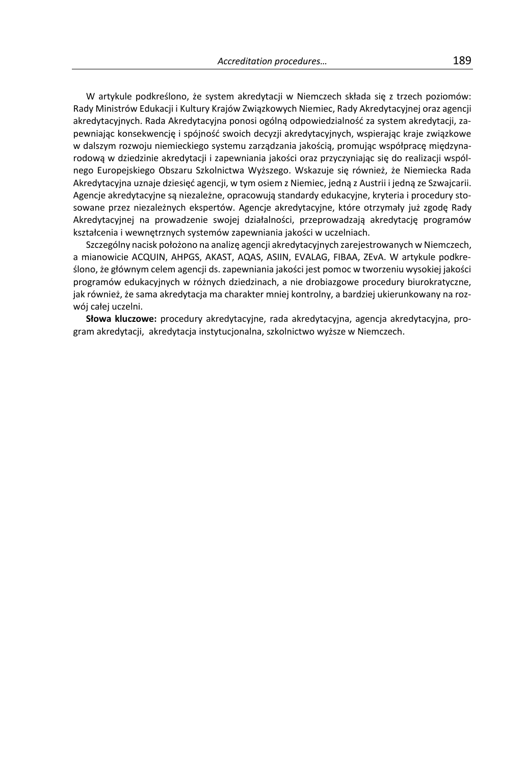W artykule podkreślono, że system akredytacji w Niemczech składa się z trzech poziomów: Rady Ministrów Edukacji i Kultury Krajów Związkowych Niemiec, Rady Akredytacyjnej oraz agencji akredytacyjnych. Rada Akredytacyjna ponosi ogólną odpowiedzialność za system akredytacji, zapewniając konsekwencję i spójność swoich decyzji akredytacyjnych, wspierając kraje związkowe w dalszym rozwoju niemieckiego systemu zarządzania jakością, promując współpracę międzynarodową w dziedzinie akredytacji i zapewniania jakości oraz przyczyniając się do realizacji wspólnego Europejskiego Obszaru Szkolnictwa Wyższego. Wskazuje się również, że Niemiecka Rada Akredytacyjna uznaje dziesięć agencji, w tym osiem z Niemiec, jedną z Austrii i jedną ze Szwajcarii. Agencje akredytacyjne są niezależne, opracowują standardy edukacyjne, kryteria i procedury stosowane przez niezależnych ekspertów. Agencje akredytacyjne, które otrzymały już zgodę Rady Akredytacyjnej na prowadzenie swojej działalności, przeprowadzają akredytację programów kształcenia i wewnętrznych systemów zapewniania jakości w uczelniach.

Szczególny nacisk położono na analizę agencji akredytacyjnych zarejestrowanych w Niemczech, a mianowicie ACQUIN, AHPGS, AKAST, AQAS, ASIIN, EVALAG, FIBAA, ZEvA. W artykule podkreślono, że głównym celem agencji ds. zapewniania jakości jest pomoc w tworzeniu wysokiej jakości programów edukacyjnych w różnych dziedzinach, a nie drobiazgowe procedury biurokratyczne, jak również, że sama akredytacja ma charakter mniej kontrolny, a bardziej ukierunkowany na rozwój całej uczelni.

**Słowa kluczowe:** procedury akredytacyjne, rada akredytacyjna, agencja akredytacyjna, program akredytacji, akredytacja instytucjonalna, szkolnictwo wyższe w Niemczech.